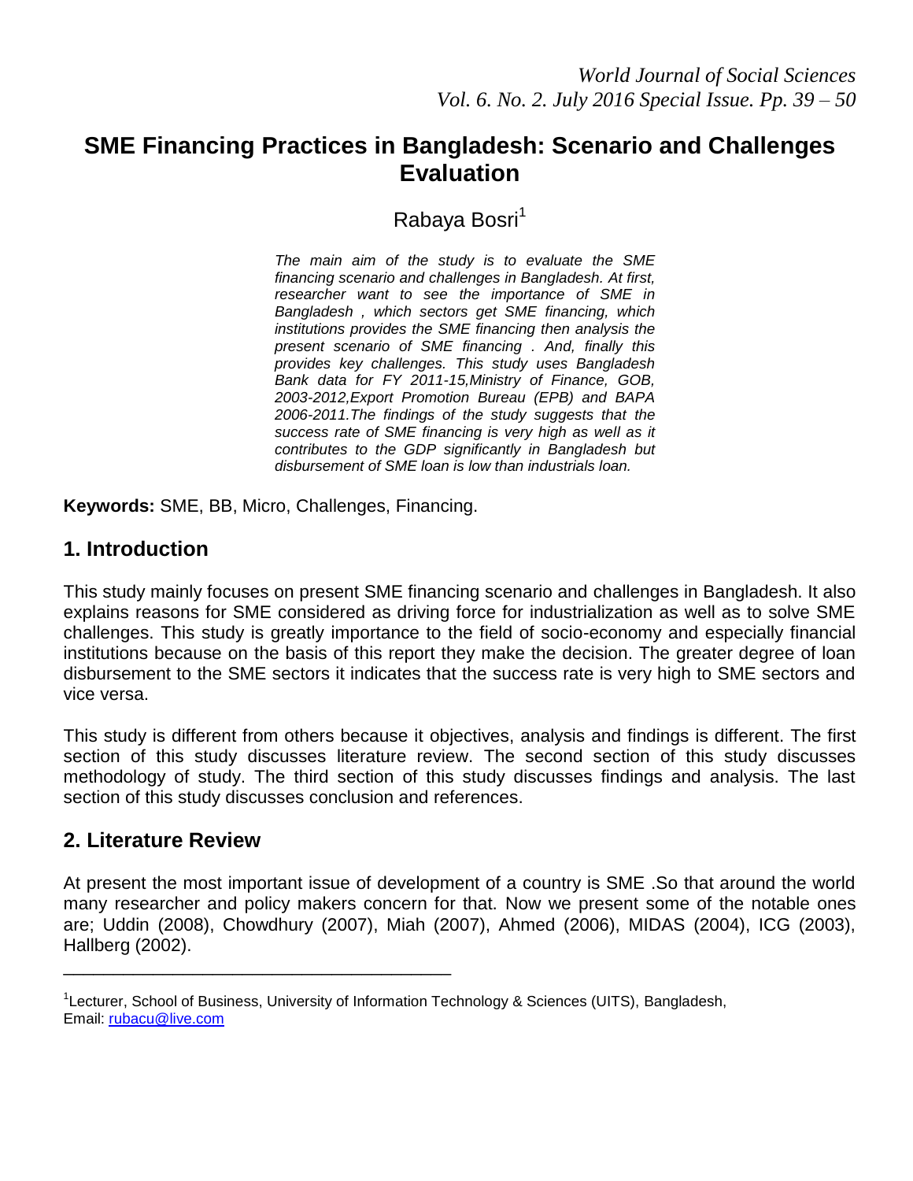# SME Financing Practices in Bangladesh: Scenario and Challenges Evaluation

Rabaya Bosri[1]

*The main aim of the study is to evaluate the SME financing scenario and challenges in Bangladesh. At first, researcher want to see the importance of SME in Bangladesh , which sectors get SME financing, which institutions provides the SME financing then analysis the present scenario of SME financing . And, finally this provides key challenges. This study uses Bangladesh Bank data for FY 2011-15,Ministry of Finance, GOB, 2003-2012,Export Promotion Bureau (EPB) and BAPA 2006-2011.The findings of the study suggests that the success rate of SME financing is very high as well as it contributes to the GDP significantly in Bangladesh but disbursement of SME loan is low than industrials loan.*

**Keywords:** SME, BB, Micro, Challenges, Financing.

## 1. Introduction

This study mainly focuses on present SME financing scenario and challenges in Bangladesh. It also explains reasons for SME considered as driving force for industrialization as well as to solve SME challenges. This study is greatly importance to the field of socio-economy and especially financial institutions because on the basis of this report they make the decision. The greater degree of loan disbursement to the SME sectors it indicates that the success rate is very high to SME sectors and vice versa.

This study is different from others because it objectives, analysis and findings is different. The first section of this study discusses literature review. The second section of this study discusses methodology of study. The third section of this study discusses findings and analysis. The last section of this study discusses conclusion and references.

## 2. Literature Review

At present the most important issue of development of a country is SME .So that around the world many researcher and policy makers concern for that. Now we present some of the notable ones are; Uddin (2008), Chowdhury (2007), Miah (2007), Ahmed (2006), MIDAS (2004), ICG (2003), Hallberg (2002).

---

[1]Lecturer, School of Business, University of Information Technology & Sciences (UITS), Bangladesh, Email: rubacu@live.com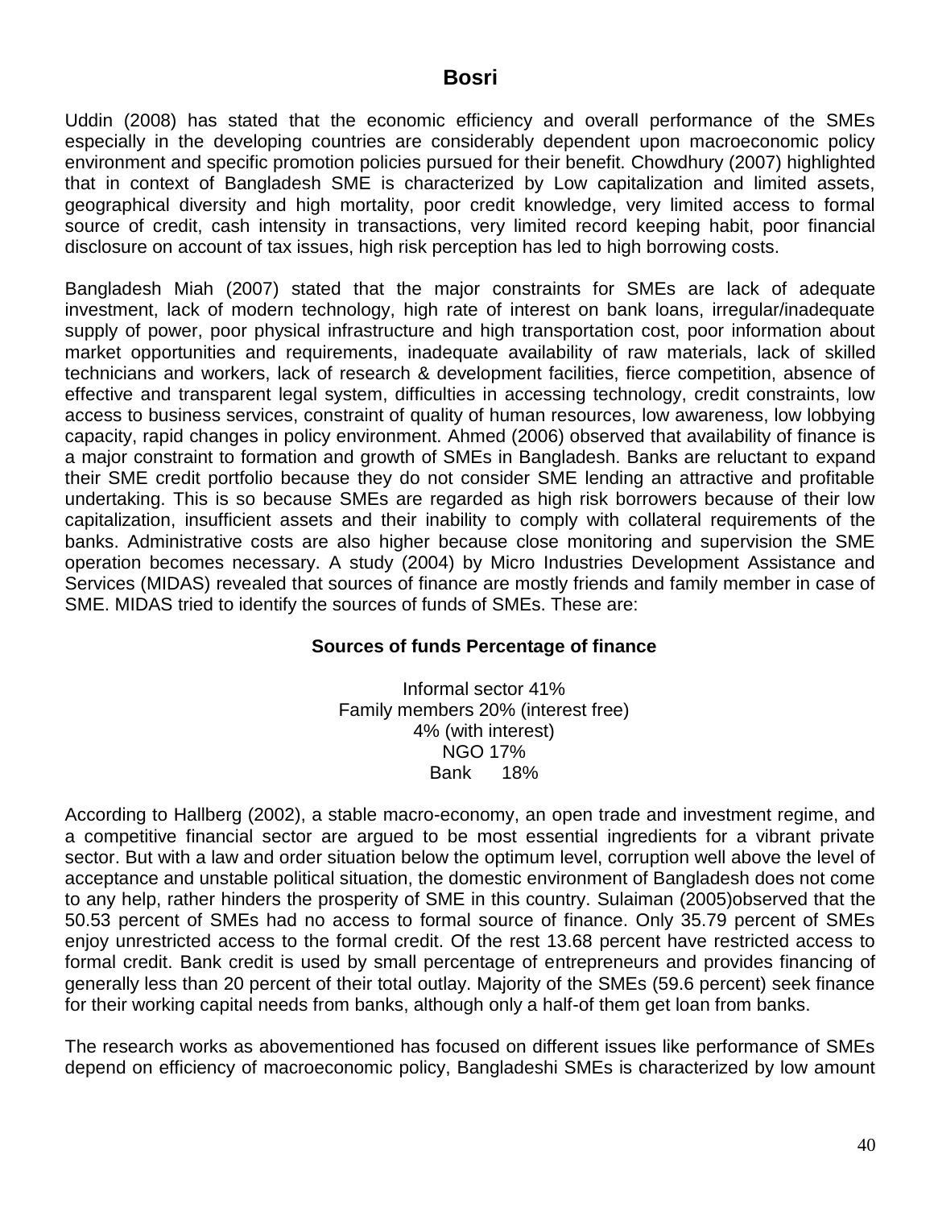Uddin (2008) has stated that the economic efficiency and overall performance of the SMEs especially in the developing countries are considerably dependent upon macroeconomic policy environment and specific promotion policies pursued for their benefit. Chowdhury (2007) highlighted that in context of Bangladesh SME is characterized by Low capitalization and limited assets, geographical diversity and high mortality, poor credit knowledge, very limited access to formal source of credit, cash intensity in transactions, very limited record keeping habit, poor financial disclosure on account of tax issues, high risk perception has led to high borrowing costs.

Bangladesh Miah (2007) stated that the major constraints for SMEs are lack of adequate investment, lack of modern technology, high rate of interest on bank loans, irregular/inadequate supply of power, poor physical infrastructure and high transportation cost, poor information about market opportunities and requirements, inadequate availability of raw materials, lack of skilled technicians and workers, lack of research & development facilities, fierce competition, absence of effective and transparent legal system, difficulties in accessing technology, credit constraints, low access to business services, constraint of quality of human resources, low awareness, low lobbying capacity, rapid changes in policy environment. Ahmed (2006) observed that availability of finance is a major constraint to formation and growth of SMEs in Bangladesh. Banks are reluctant to expand their SME credit portfolio because they do not consider SME lending an attractive and profitable undertaking. This is so because SMEs are regarded as high risk borrowers because of their low capitalization, insufficient assets and their inability to comply with collateral requirements of the banks. Administrative costs are also higher because close monitoring and supervision the SME operation becomes necessary. A study (2004) by Micro Industries Development Assistance and Services (MIDAS) revealed that sources of finance are mostly friends and family member in case of SME. MIDAS tried to identify the sources of funds of SMEs. These are:

| Sources of funds | Percentage of finance |
|---|---|
| Informal sector | 41% |
| Family members | 20% (interest free) |
| | 4% (with interest) |
| NGO | 17% |
| Bank | 18% |

According to Hallberg (2002), a stable macro-economy, an open trade and investment regime, and a competitive financial sector are argued to be most essential ingredients for a vibrant private sector. But with a law and order situation below the optimum level, corruption well above the level of acceptance and unstable political situation, the domestic environment of Bangladesh does not come to any help, rather hinders the prosperity of SME in this country. Sulaiman (2005)observed that the 50.53 percent of SMEs had no access to formal source of finance. Only 35.79 percent of SMEs enjoy unrestricted access to the formal credit. Of the rest 13.68 percent have restricted access to formal credit. Bank credit is used by small percentage of entrepreneurs and provides financing of generally less than 20 percent of their total outlay. Majority of the SMEs (59.6 percent) seek finance for their working capital needs from banks, although only a half-of them get loan from banks.

The research works as abovementioned has focused on different issues like performance of SMEs depend on efficiency of macroeconomic policy, Bangladeshi SMEs is characterized by low amount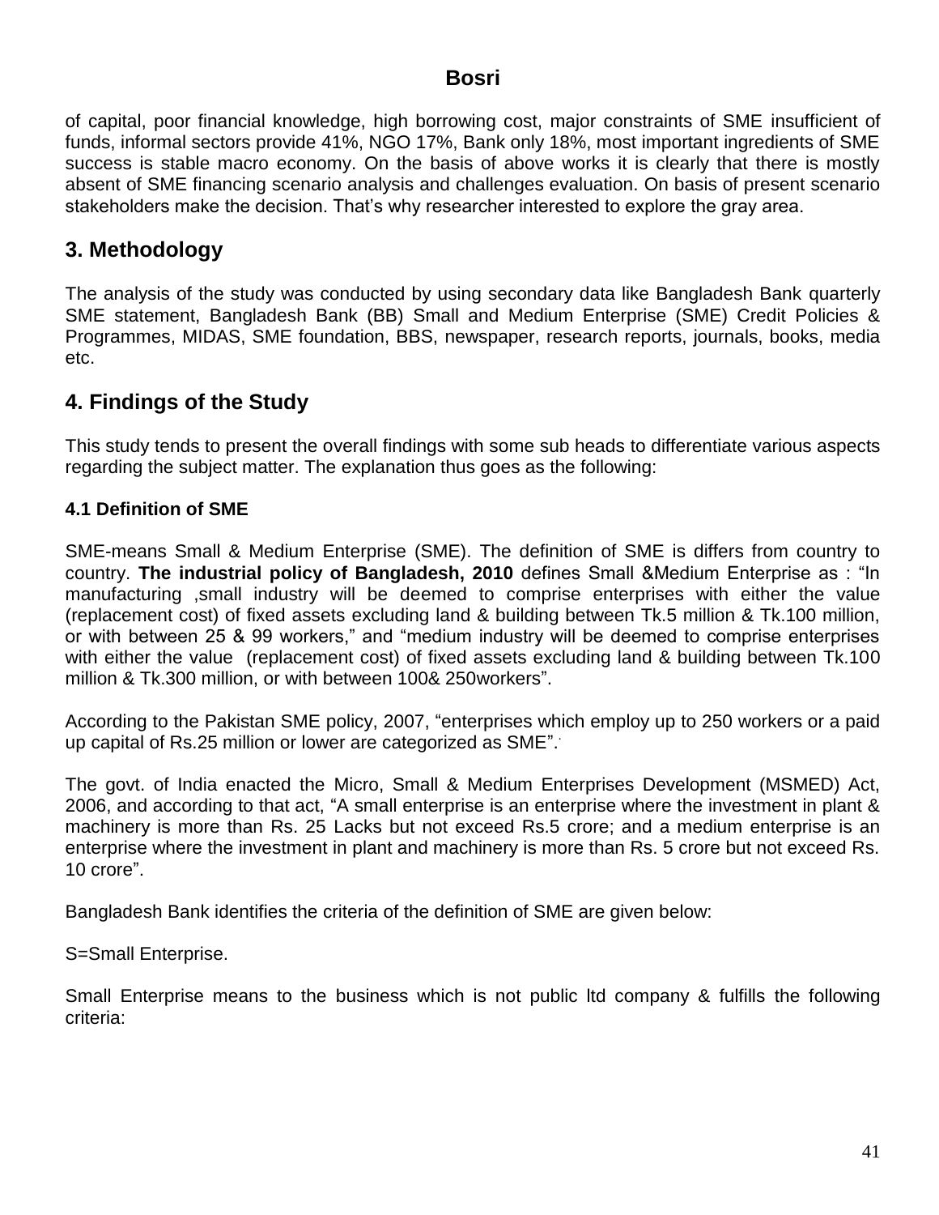of capital, poor financial knowledge, high borrowing cost, major constraints of SME insufficient of funds, informal sectors provide 41%, NGO 17%, Bank only 18%, most important ingredients of SME success is stable macro economy. On the basis of above works it is clearly that there is mostly absent of SME financing scenario analysis and challenges evaluation. On basis of present scenario stakeholders make the decision. That's why researcher interested to explore the gray area.

## 3. Methodology

The analysis of the study was conducted by using secondary data like Bangladesh Bank quarterly SME statement, Bangladesh Bank (BB) Small and Medium Enterprise (SME) Credit Policies & Programmes, MIDAS, SME foundation, BBS, newspaper, research reports, journals, books, media etc.

## 4. Findings of the Study

This study tends to present the overall findings with some sub heads to differentiate various aspects regarding the subject matter. The explanation thus goes as the following:

### 4.1 Definition of SME

SME-means Small & Medium Enterprise (SME). The definition of SME is differs from country to country. **The industrial policy of Bangladesh, 2010** defines Small &Medium Enterprise as : "In manufacturing ,small industry will be deemed to comprise enterprises with either the value (replacement cost) of fixed assets excluding land & building between Tk.5 million & Tk.100 million, or with between 25 & 99 workers," and "medium industry will be deemed to comprise enterprises with either the value (replacement cost) of fixed assets excluding land & building between Tk.100 million & Tk.300 million, or with between 100& 250workers".

According to the Pakistan SME policy, 2007, "enterprises which employ up to 250 workers or a paid up capital of Rs.25 million or lower are categorized as SME".

The govt. of India enacted the Micro, Small & Medium Enterprises Development (MSMED) Act, 2006, and according to that act, "A small enterprise is an enterprise where the investment in plant & machinery is more than Rs. 25 Lacks but not exceed Rs.5 crore; and a medium enterprise is an enterprise where the investment in plant and machinery is more than Rs. 5 crore but not exceed Rs. 10 crore".

Bangladesh Bank identifies the criteria of the definition of SME are given below:

S=Small Enterprise.

Small Enterprise means to the business which is not public ltd company & fulfills the following criteria: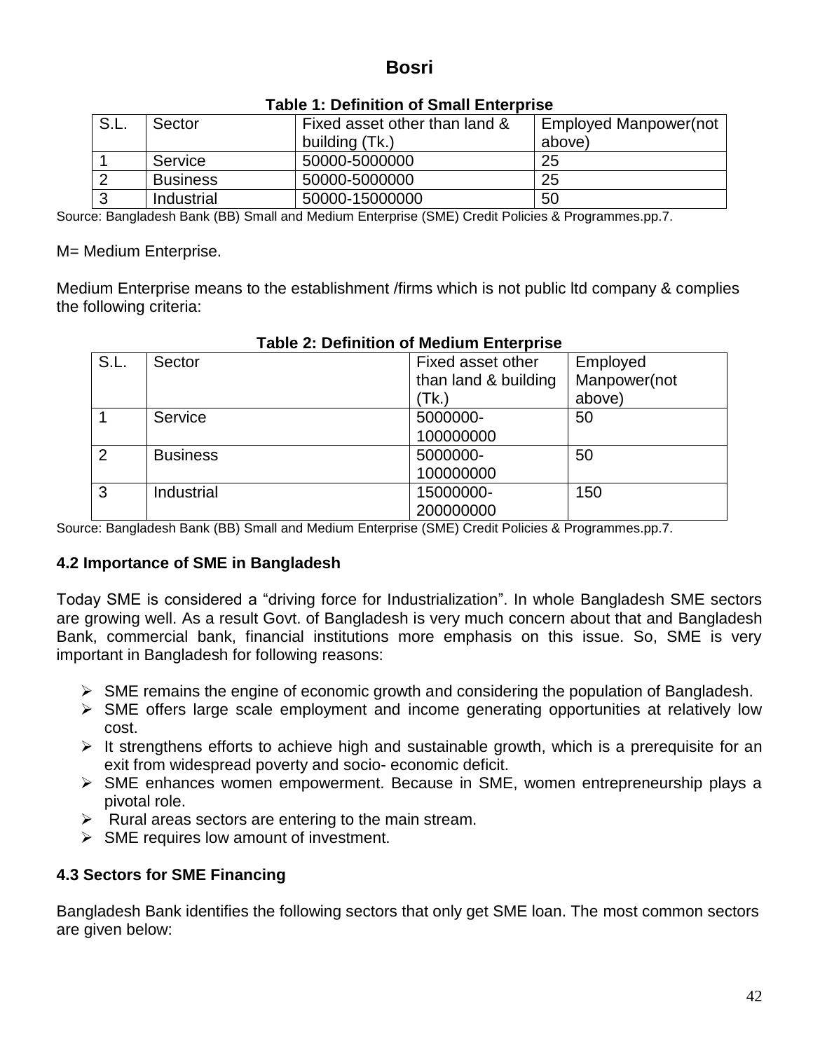# Bosri

**Table 1: Definition of Small Enterprise**

| S.L. | Sector | Fixed asset other than land & building (Tk.) | Employed Manpower(not above) |
|---|---|---|---|
| 1 | Service | 50000-5000000 | 25 |
| 2 | Business | 50000-5000000 | 25 |
| 3 | Industrial | 50000-15000000 | 50 |

Source: Bangladesh Bank (BB) Small and Medium Enterprise (SME) Credit Policies & Programmes.pp.7.

M= Medium Enterprise.

Medium Enterprise means to the establishment /firms which is not public ltd company & complies the following criteria:

**Table 2: Definition of Medium Enterprise**

| S.L. | Sector | Fixed asset other than land & building (Tk.) | Employed Manpower(not above) |
|---|---|---|---|
| 1 | Service | 5000000-100000000 | 50 |
| 2 | Business | 5000000-100000000 | 50 |
| 3 | Industrial | 15000000-200000000 | 150 |

Source: Bangladesh Bank (BB) Small and Medium Enterprise (SME) Credit Policies & Programmes.pp.7.

### 4.2 Importance of SME in Bangladesh

Today SME is considered a "driving force for Industrialization". In whole Bangladesh SME sectors are growing well. As a result Govt. of Bangladesh is very much concern about that and Bangladesh Bank, commercial bank, financial institutions more emphasis on this issue. So, SME is very important in Bangladesh for following reasons:

- SME remains the engine of economic growth and considering the population of Bangladesh.
- SME offers large scale employment and income generating opportunities at relatively low cost.
- It strengthens efforts to achieve high and sustainable growth, which is a prerequisite for an exit from widespread poverty and socio- economic deficit.
- SME enhances women empowerment. Because in SME, women entrepreneurship plays a pivotal role.
- Rural areas sectors are entering to the main stream.
- SME requires low amount of investment.

### 4.3 Sectors for SME Financing

Bangladesh Bank identifies the following sectors that only get SME loan. The most common sectors are given below: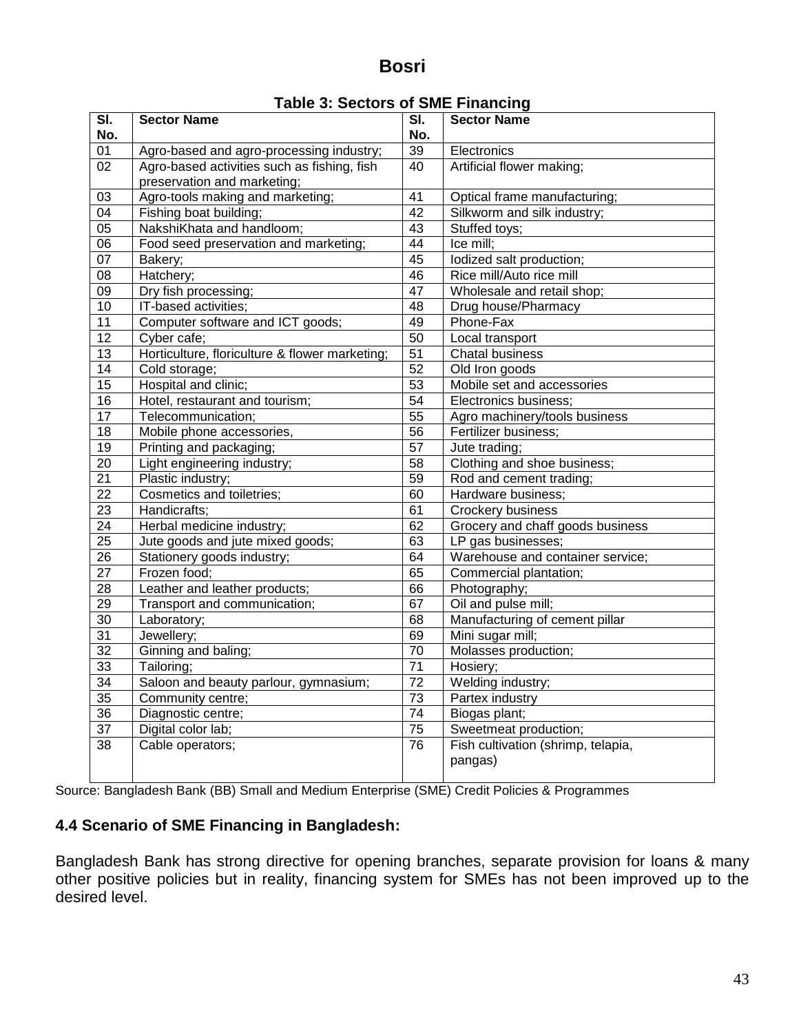**Table 3: Sectors of SME Financing**

| Sl. No. | Sector Name | Sl. No. | Sector Name |
|---|---|---|---|
| 01 | Agro-based and agro-processing industry; | 39 | Electronics |
| 02 | Agro-based activities such as fishing, fish preservation and marketing; | 40 | Artificial flower making; |
| 03 | Agro-tools making and marketing; | 41 | Optical frame manufacturing; |
| 04 | Fishing boat building; | 42 | Silkworm and silk industry; |
| 05 | NakshiKhata and handloom; | 43 | Stuffed toys; |
| 06 | Food seed preservation and marketing; | 44 | Ice mill; |
| 07 | Bakery; | 45 | Iodized salt production; |
| 08 | Hatchery; | 46 | Rice mill/Auto rice mill |
| 09 | Dry fish processing; | 47 | Wholesale and retail shop; |
| 10 | IT-based activities; | 48 | Drug house/Pharmacy |
| 11 | Computer software and ICT goods; | 49 | Phone-Fax |
| 12 | Cyber cafe; | 50 | Local transport |
| 13 | Horticulture, floriculture & flower marketing; | 51 | Chatal business |
| 14 | Cold storage; | 52 | Old Iron goods |
| 15 | Hospital and clinic; | 53 | Mobile set and accessories |
| 16 | Hotel, restaurant and tourism; | 54 | Electronics business; |
| 17 | Telecommunication; | 55 | Agro machinery/tools business |
| 18 | Mobile phone accessories, | 56 | Fertilizer business; |
| 19 | Printing and packaging; | 57 | Jute trading; |
| 20 | Light engineering industry; | 58 | Clothing and shoe business; |
| 21 | Plastic industry; | 59 | Rod and cement trading; |
| 22 | Cosmetics and toiletries; | 60 | Hardware business; |
| 23 | Handicrafts; | 61 | Crockery business |
| 24 | Herbal medicine industry; | 62 | Grocery and chaff goods business |
| 25 | Jute goods and jute mixed goods; | 63 | LP gas businesses; |
| 26 | Stationery goods industry; | 64 | Warehouse and container service; |
| 27 | Frozen food; | 65 | Commercial plantation; |
| 28 | Leather and leather products; | 66 | Photography; |
| 29 | Transport and communication; | 67 | Oil and pulse mill; |
| 30 | Laboratory; | 68 | Manufacturing of cement pillar |
| 31 | Jewellery; | 69 | Mini sugar mill; |
| 32 | Ginning and baling; | 70 | Molasses production; |
| 33 | Tailoring; | 71 | Hosiery; |
| 34 | Saloon and beauty parlour, gymnasium; | 72 | Welding industry; |
| 35 | Community centre; | 73 | Partex industry |
| 36 | Diagnostic centre; | 74 | Biogas plant; |
| 37 | Digital color lab; | 75 | Sweetmeat production; |
| 38 | Cable operators; | 76 | Fish cultivation (shrimp, telapia, pangas) |

Source: Bangladesh Bank (BB) Small and Medium Enterprise (SME) Credit Policies & Programmes

### 4.4 Scenario of SME Financing in Bangladesh:

Bangladesh Bank has strong directive for opening branches, separate provision for loans & many other positive policies but in reality, financing system for SMEs has not been improved up to the desired level.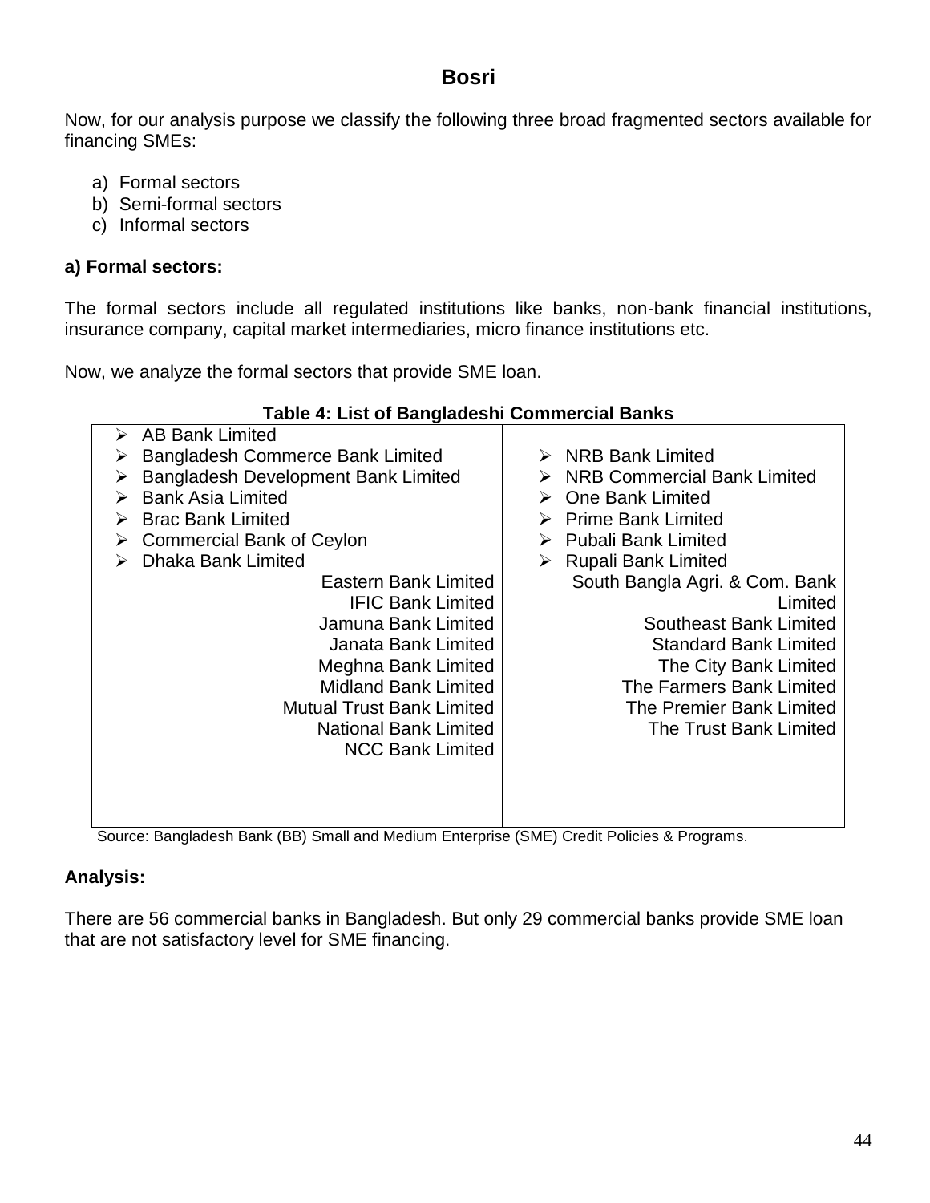## Bosri

Now, for our analysis purpose we classify the following three broad fragmented sectors available for financing SMEs:

a) Formal sectors
b) Semi-formal sectors
c) Informal sectors

**a) Formal sectors:**

The formal sectors include all regulated institutions like banks, non-bank financial institutions, insurance company, capital market intermediaries, micro finance institutions etc.

Now, we analyze the formal sectors that provide SME loan.

**Table 4: List of Bangladeshi Commercial Banks**

| | |
|---|---|
| ➢ AB Bank Limited<br>➢ Bangladesh Commerce Bank Limited<br>➢ Bangladesh Development Bank Limited<br>➢ Bank Asia Limited<br>➢ Brac Bank Limited<br>➢ Commercial Bank of Ceylon<br>➢ Dhaka Bank Limited<br>Eastern Bank Limited<br>IFIC Bank Limited<br>Jamuna Bank Limited<br>Janata Bank Limited<br>Meghna Bank Limited<br>Midland Bank Limited<br>Mutual Trust Bank Limited<br>National Bank Limited<br>NCC Bank Limited | ➢ NRB Bank Limited<br>➢ NRB Commercial Bank Limited<br>➢ One Bank Limited<br>➢ Prime Bank Limited<br>➢ Pubali Bank Limited<br>➢ Rupali Bank Limited<br>South Bangla Agri. & Com. Bank Limited<br>Southeast Bank Limited<br>Standard Bank Limited<br>The City Bank Limited<br>The Farmers Bank Limited<br>The Premier Bank Limited<br>The Trust Bank Limited |

Source: Bangladesh Bank (BB) Small and Medium Enterprise (SME) Credit Policies & Programs.

**Analysis:**

There are 56 commercial banks in Bangladesh. But only 29 commercial banks provide SME loan that are not satisfactory level for SME financing.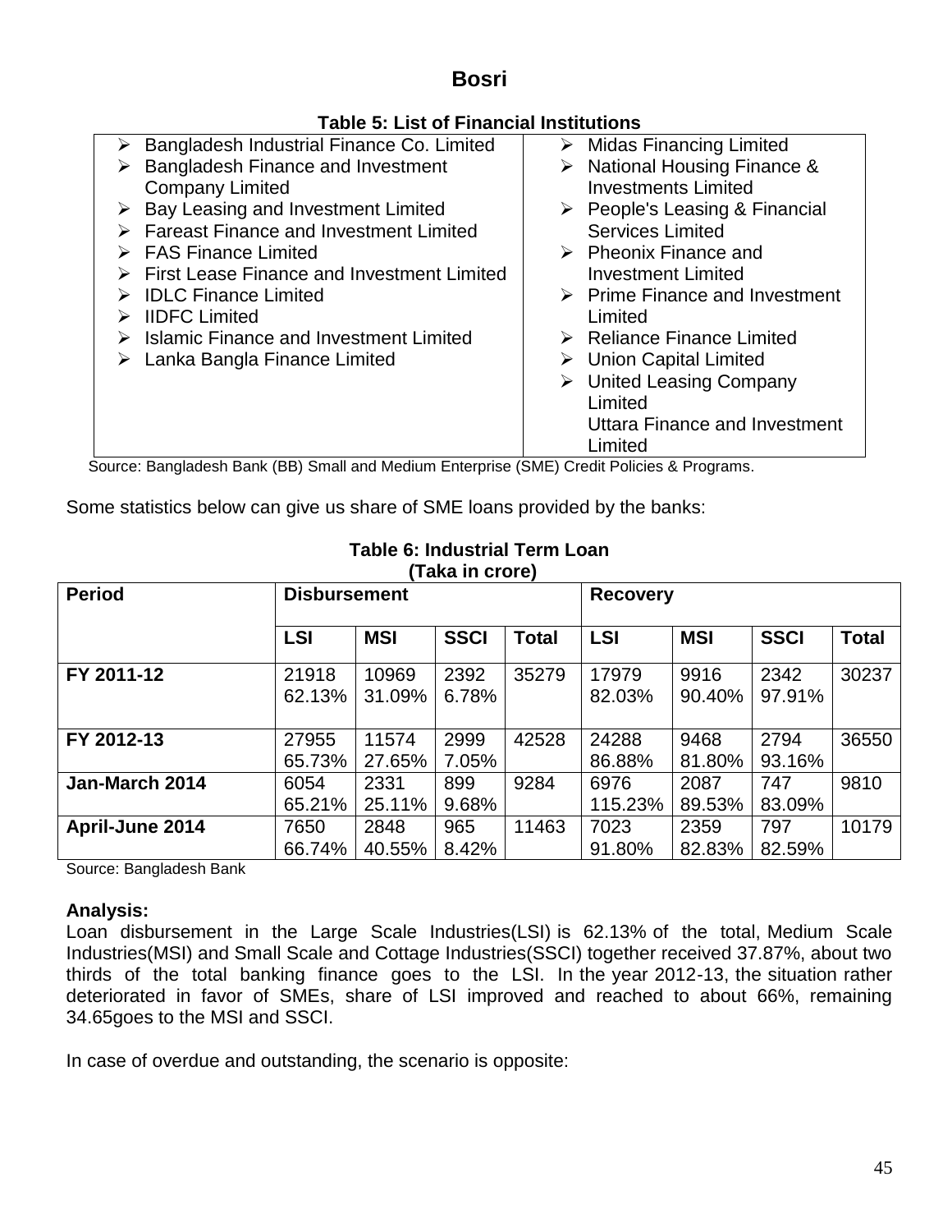Table 5: List of Financial Institutions

| | |
|---|---|
| ➢ Bangladesh Industrial Finance Co. Limited<br>➢ Bangladesh Finance and Investment Company Limited<br>➢ Bay Leasing and Investment Limited<br>➢ Fareast Finance and Investment Limited<br>➢ FAS Finance Limited<br>➢ First Lease Finance and Investment Limited<br>➢ IDLC Finance Limited<br>➢ IIDFC Limited<br>➢ Islamic Finance and Investment Limited<br>➢ Lanka Bangla Finance Limited | ➢ Midas Financing Limited<br>➢ National Housing Finance & Investments Limited<br>➢ People's Leasing & Financial Services Limited<br>➢ Pheonix Finance and Investment Limited<br>➢ Prime Finance and Investment Limited<br>➢ Reliance Finance Limited<br>➢ Union Capital Limited<br>➢ United Leasing Company Limited<br>Uttara Finance and Investment Limited |

Source: Bangladesh Bank (BB) Small and Medium Enterprise (SME) Credit Policies & Programs.

Some statistics below can give us share of SME loans provided by the banks:

Table 6: Industrial Term Loan
(Taka in crore)

| Period | Disbursement | | | | Recovery | | | |
|---|---|---|---|---|---|---|---|---|
| | LSI | MSI | SSCI | Total | LSI | MSI | SSCI | Total |
| FY 2011-12 | 21918<br>62.13% | 10969<br>31.09% | 2392<br>6.78% | 35279 | 17979<br>82.03% | 9916<br>90.40% | 2342<br>97.91% | 30237 |
| FY 2012-13 | 27955<br>65.73% | 11574<br>27.65% | 2999<br>7.05% | 42528 | 24288<br>86.88% | 9468<br>81.80% | 2794<br>93.16% | 36550 |
| Jan-March 2014 | 6054<br>65.21% | 2331<br>25.11% | 899<br>9.68% | 9284 | 6976<br>115.23% | 2087<br>89.53% | 747<br>83.09% | 9810 |
| April-June 2014 | 7650<br>66.74% | 2848<br>40.55% | 965<br>8.42% | 11463 | 7023<br>91.80% | 2359<br>82.83% | 797<br>82.59% | 10179 |

Source: Bangladesh Bank

**Analysis:**
Loan disbursement in the Large Scale Industries(LSI) is 62.13% of the total, Medium Scale Industries(MSI) and Small Scale and Cottage Industries(SSCI) together received 37.87%, about two thirds of the total banking finance goes to the LSI. In the year 2012-13, the situation rather deteriorated in favor of SMEs, share of LSI improved and reached to about 66%, remaining 34.65goes to the MSI and SSCI.

In case of overdue and outstanding, the scenario is opposite: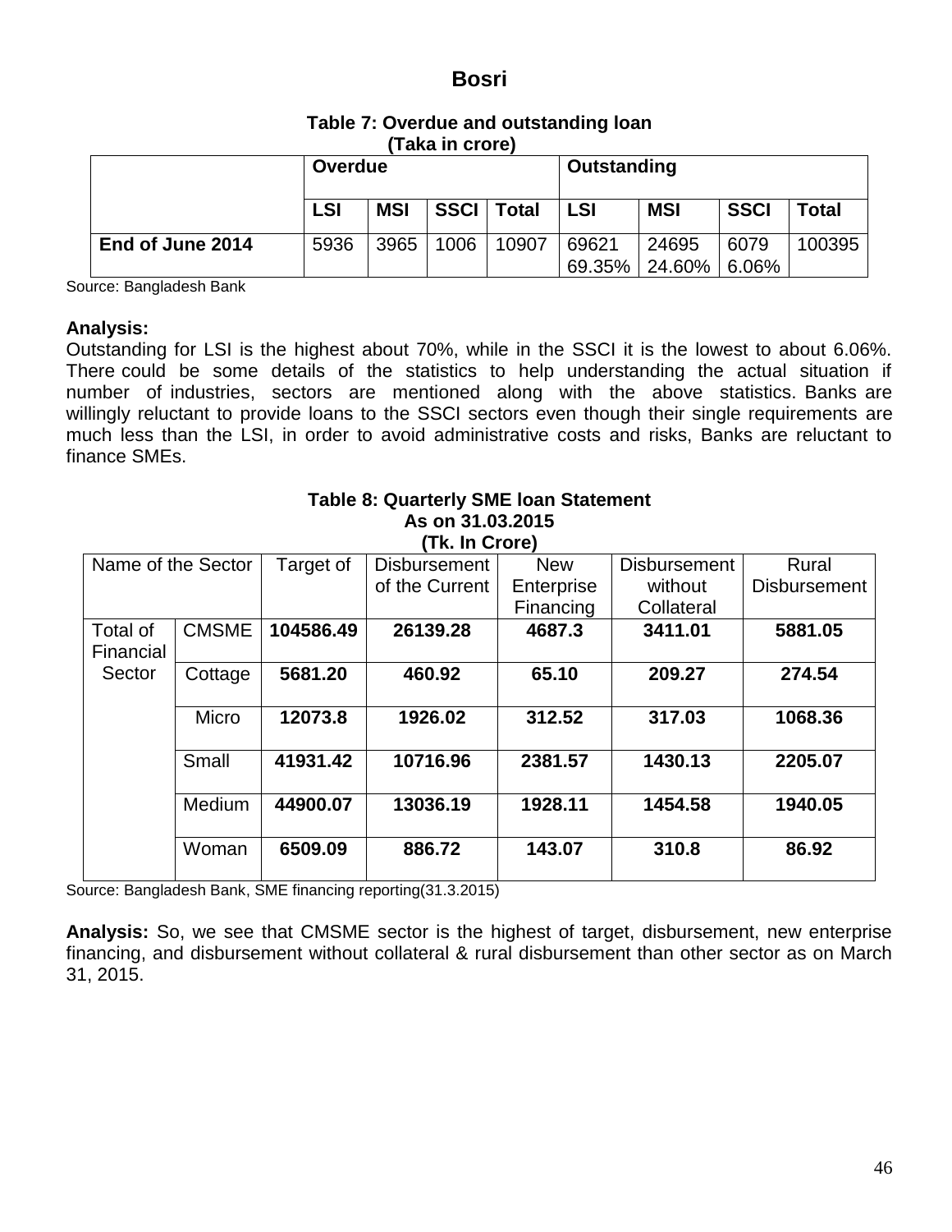## Bosri

**Table 7: Overdue and outstanding loan**
**(Taka in crore)**

| | Overdue | | | | Outstanding | | | |
|---|---|---|---|---|---|---|---|---|
| | **LSI** | **MSI** | **SSCI** | **Total** | **LSI** | **MSI** | **SSCI** | **Total** |
| **End of June 2014** | 5936 | 3965 | 1006 | 10907 | 69621 69.35% | 24695 24.60% | 6079 6.06% | 100395 |

Source: Bangladesh Bank

**Analysis:**
Outstanding for LSI is the highest about 70%, while in the SSCI it is the lowest to about 6.06%. There could be some details of the statistics to help understanding the actual situation if number of industries, sectors are mentioned along with the above statistics. Banks are willingly reluctant to provide loans to the SSCI sectors even though their single requirements are much less than the LSI, in order to avoid administrative costs and risks, Banks are reluctant to finance SMEs.

**Table 8: Quarterly SME loan Statement**
**As on 31.03.2015**
**(Tk. In Crore)**

| Name of the Sector | | Target of | Disbursement of the Current | New Enterprise Financing | Disbursement without Collateral | Rural Disbursement |
|---|---|---|---|---|---|---|
| Total of Financial Sector | CMSME | **104586.49** | **26139.28** | **4687.3** | **3411.01** | **5881.05** |
| | Cottage | **5681.20** | **460.92** | **65.10** | **209.27** | **274.54** |
| | Micro | **12073.8** | **1926.02** | **312.52** | **317.03** | **1068.36** |
| | Small | **41931.42** | **10716.96** | **2381.57** | **1430.13** | **2205.07** |
| | Medium | **44900.07** | **13036.19** | **1928.11** | **1454.58** | **1940.05** |
| | Woman | **6509.09** | **886.72** | **143.07** | **310.8** | **86.92** |

Source: Bangladesh Bank, SME financing reporting(31.3.2015)

**Analysis:** So, we see that CMSME sector is the highest of target, disbursement, new enterprise financing, and disbursement without collateral & rural disbursement than other sector as on March 31, 2015.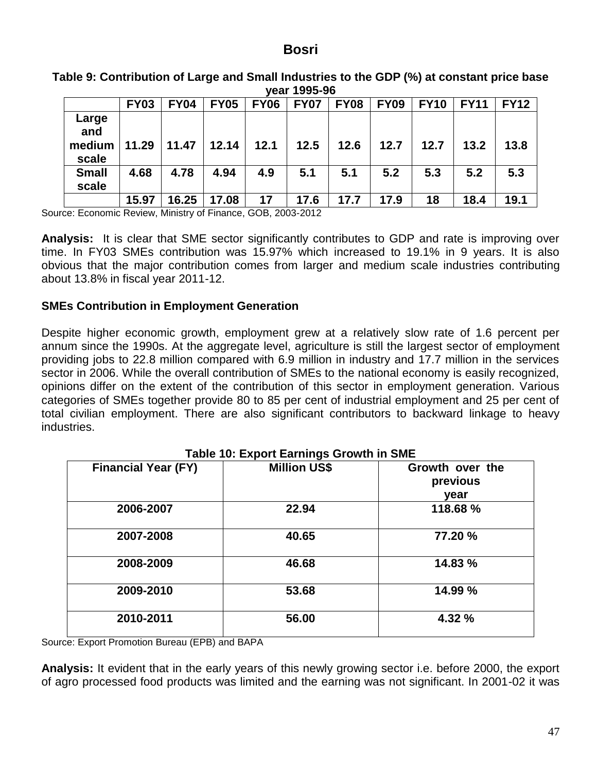**Table 9: Contribution of Large and Small Industries to the GDP (%) at constant price base year 1995-96**

| | FY03 | FY04 | FY05 | FY06 | FY07 | FY08 | FY09 | FY10 | FY11 | FY12 |
|---|---|---|---|---|---|---|---|---|---|---|
| **Large and medium scale** | 11.29 | 11.47 | 12.14 | 12.1 | 12.5 | 12.6 | 12.7 | 12.7 | 13.2 | 13.8 |
| **Small scale** | 4.68 | 4.78 | 4.94 | 4.9 | 5.1 | 5.1 | 5.2 | 5.3 | 5.2 | 5.3 |
| | 15.97 | 16.25 | 17.08 | 17 | 17.6 | 17.7 | 17.9 | 18 | 18.4 | 19.1 |

Source: Economic Review, Ministry of Finance, GOB, 2003-2012

**Analysis:** It is clear that SME sector significantly contributes to GDP and rate is improving over time. In FY03 SMEs contribution was 15.97% which increased to 19.1% in 9 years. It is also obvious that the major contribution comes from larger and medium scale industries contributing about 13.8% in fiscal year 2011-12.

**SMEs Contribution in Employment Generation**

Despite higher economic growth, employment grew at a relatively slow rate of 1.6 percent per annum since the 1990s. At the aggregate level, agriculture is still the largest sector of employment providing jobs to 22.8 million compared with 6.9 million in industry and 17.7 million in the services sector in 2006. While the overall contribution of SMEs to the national economy is easily recognized, opinions differ on the extent of the contribution of this sector in employment generation. Various categories of SMEs together provide 80 to 85 per cent of industrial employment and 25 per cent of total civilian employment. There are also significant contributors to backward linkage to heavy industries.

**Table 10: Export Earnings Growth in SME**

| Financial Year (FY) | Million US$ | Growth over the previous year |
|---|---|---|
| 2006-2007 | 22.94 | 118.68 % |
| 2007-2008 | 40.65 | 77.20 % |
| 2008-2009 | 46.68 | 14.83 % |
| 2009-2010 | 53.68 | 14.99 % |
| 2010-2011 | 56.00 | 4.32 % |

Source: Export Promotion Bureau (EPB) and BAPA

**Analysis:** It evident that in the early years of this newly growing sector i.e. before 2000, the export of agro processed food products was limited and the earning was not significant. In 2001-02 it was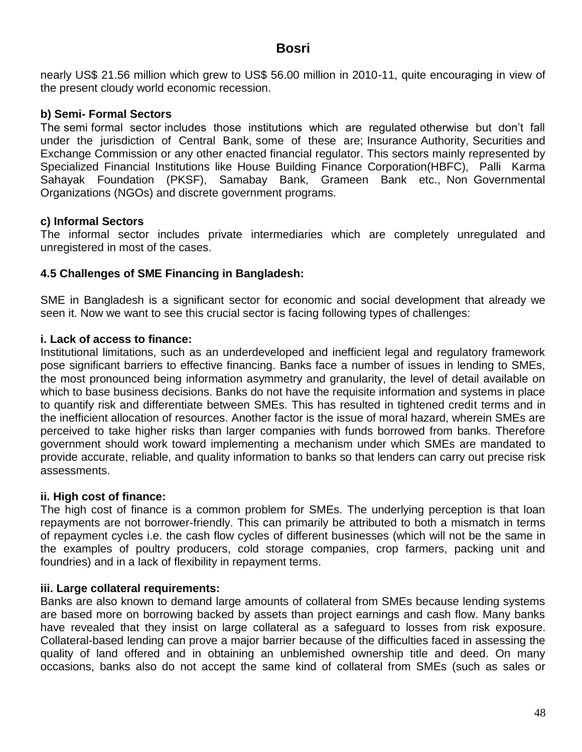nearly US$ 21.56 million which grew to US$ 56.00 million in 2010-11, quite encouraging in view of the present cloudy world economic recession.

**b) Semi- Formal Sectors**

The semi formal sector includes those institutions which are regulated otherwise but don't fall under the jurisdiction of Central Bank, some of these are; Insurance Authority, Securities and Exchange Commission or any other enacted financial regulator. This sectors mainly represented by Specialized Financial Institutions like House Building Finance Corporation(HBFC), Palli Karma Sahayak Foundation (PKSF), Samabay Bank, Grameen Bank etc., Non Governmental Organizations (NGOs) and discrete government programs.

**c) Informal Sectors**

The informal sector includes private intermediaries which are completely unregulated and unregistered in most of the cases.

### 4.5 Challenges of SME Financing in Bangladesh:

SME in Bangladesh is a significant sector for economic and social development that already we seen it. Now we want to see this crucial sector is facing following types of challenges:

**i. Lack of access to finance:**

Institutional limitations, such as an underdeveloped and inefficient legal and regulatory framework pose significant barriers to effective financing. Banks face a number of issues in lending to SMEs, the most pronounced being information asymmetry and granularity, the level of detail available on which to base business decisions. Banks do not have the requisite information and systems in place to quantify risk and differentiate between SMEs. This has resulted in tightened credit terms and in the inefficient allocation of resources. Another factor is the issue of moral hazard, wherein SMEs are perceived to take higher risks than larger companies with funds borrowed from banks. Therefore government should work toward implementing a mechanism under which SMEs are mandated to provide accurate, reliable, and quality information to banks so that lenders can carry out precise risk assessments.

**ii. High cost of finance:**

The high cost of finance is a common problem for SMEs. The underlying perception is that loan repayments are not borrower-friendly. This can primarily be attributed to both a mismatch in terms of repayment cycles i.e. the cash flow cycles of different businesses (which will not be the same in the examples of poultry producers, cold storage companies, crop farmers, packing unit and foundries) and in a lack of flexibility in repayment terms.

**iii. Large collateral requirements:**

Banks are also known to demand large amounts of collateral from SMEs because lending systems are based more on borrowing backed by assets than project earnings and cash flow. Many banks have revealed that they insist on large collateral as a safeguard to losses from risk exposure. Collateral-based lending can prove a major barrier because of the difficulties faced in assessing the quality of land offered and in obtaining an unblemished ownership title and deed. On many occasions, banks also do not accept the same kind of collateral from SMEs (such as sales or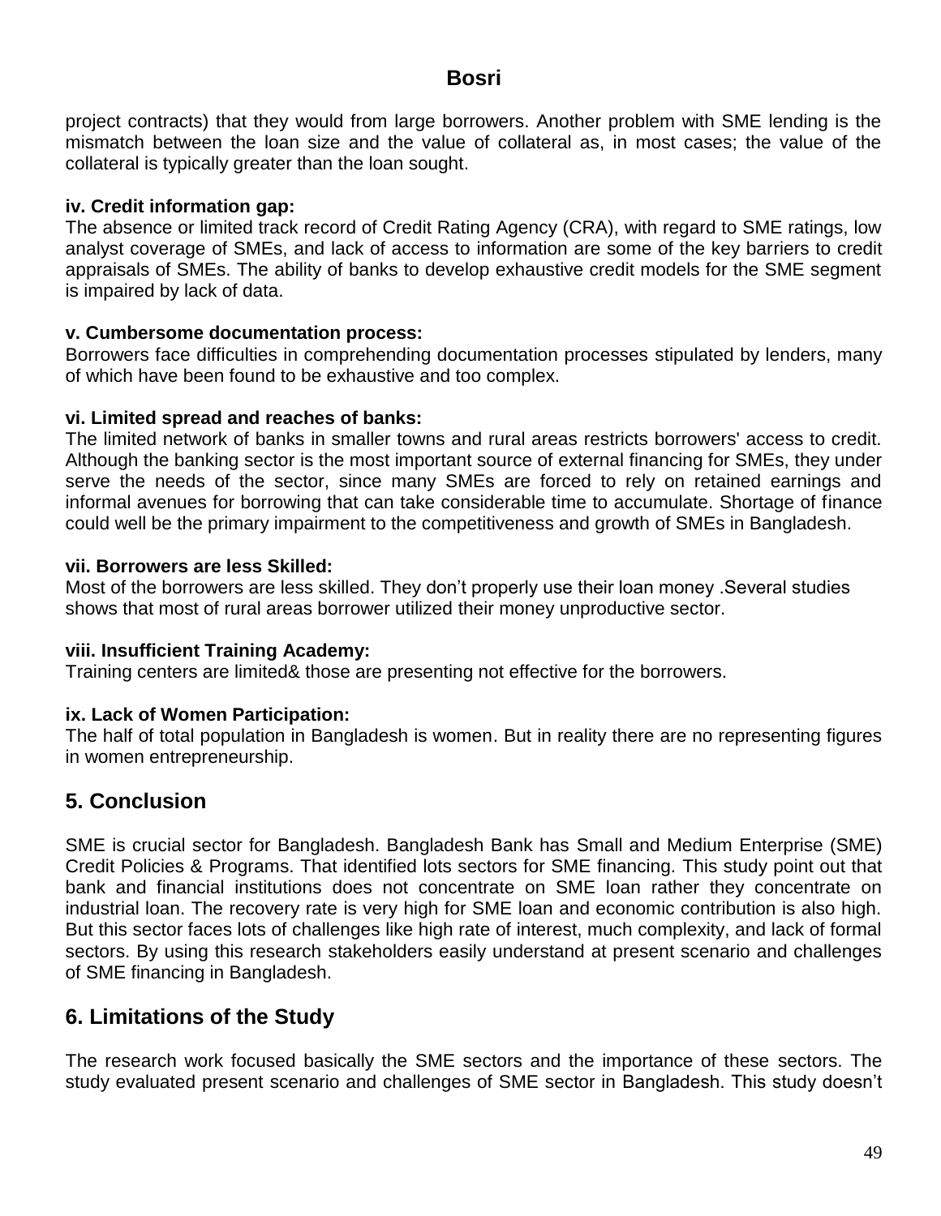project contracts) that they would from large borrowers. Another problem with SME lending is the mismatch between the loan size and the value of collateral as, in most cases; the value of the collateral is typically greater than the loan sought.

**iv. Credit information gap:**

The absence or limited track record of Credit Rating Agency (CRA), with regard to SME ratings, low analyst coverage of SMEs, and lack of access to information are some of the key barriers to credit appraisals of SMEs. The ability of banks to develop exhaustive credit models for the SME segment is impaired by lack of data.

**v. Cumbersome documentation process:**

Borrowers face difficulties in comprehending documentation processes stipulated by lenders, many of which have been found to be exhaustive and too complex.

**vi. Limited spread and reaches of banks:**

The limited network of banks in smaller towns and rural areas restricts borrowers' access to credit. Although the banking sector is the most important source of external financing for SMEs, they under serve the needs of the sector, since many SMEs are forced to rely on retained earnings and informal avenues for borrowing that can take considerable time to accumulate. Shortage of finance could well be the primary impairment to the competitiveness and growth of SMEs in Bangladesh.

**vii. Borrowers are less Skilled:**

Most of the borrowers are less skilled. They don't properly use their loan money .Several studies shows that most of rural areas borrower utilized their money unproductive sector.

**viii. Insufficient Training Academy:**

Training centers are limited& those are presenting not effective for the borrowers.

**ix. Lack of Women Participation:**

The half of total population in Bangladesh is women. But in reality there are no representing figures in women entrepreneurship.

## 5. Conclusion

SME is crucial sector for Bangladesh. Bangladesh Bank has Small and Medium Enterprise (SME) Credit Policies & Programs. That identified lots sectors for SME financing. This study point out that bank and financial institutions does not concentrate on SME loan rather they concentrate on industrial loan. The recovery rate is very high for SME loan and economic contribution is also high. But this sector faces lots of challenges like high rate of interest, much complexity, and lack of formal sectors. By using this research stakeholders easily understand at present scenario and challenges of SME financing in Bangladesh.

## 6. Limitations of the Study

The research work focused basically the SME sectors and the importance of these sectors. The study evaluated present scenario and challenges of SME sector in Bangladesh. This study doesn't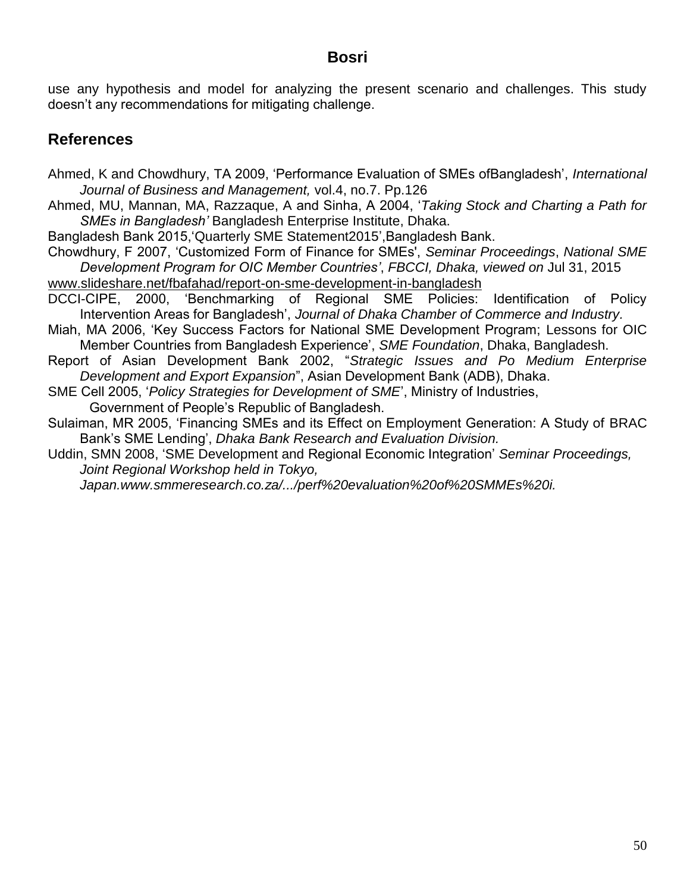use any hypothesis and model for analyzing the present scenario and challenges. This study doesn't any recommendations for mitigating challenge.

## References

Ahmed, K and Chowdhury, TA 2009, 'Performance Evaluation of SMEs ofBangladesh', *International Journal of Business and Management,* vol.4, no.7. Pp.126

Ahmed, MU, Mannan, MA, Razzaque, A and Sinha, A 2004, '*Taking Stock and Charting a Path for SMEs in Bangladesh'* Bangladesh Enterprise Institute, Dhaka.

Bangladesh Bank 2015,'Quarterly SME Statement2015',Bangladesh Bank.

Chowdhury, F 2007, 'Customized Form of Finance for SMEs', *Seminar Proceedings*, *National SME Development Program for OIC Member Countries'*, *FBCCI, Dhaka, viewed on* Jul 31, 2015 www.slideshare.net/fbafahad/report-on-sme-development-in-bangladesh

DCCI-CIPE, 2000, 'Benchmarking of Regional SME Policies: Identification of Policy Intervention Areas for Bangladesh', *Journal of Dhaka Chamber of Commerce and Industry*.

Miah, MA 2006, 'Key Success Factors for National SME Development Program; Lessons for OIC Member Countries from Bangladesh Experience', *SME Foundation*, Dhaka, Bangladesh.

Report of Asian Development Bank 2002, "*Strategic Issues and Po Medium Enterprise Development and Export Expansion*", Asian Development Bank (ADB), Dhaka.

SME Cell 2005, '*Policy Strategies for Development of SME*', Ministry of Industries, Government of People's Republic of Bangladesh.

Sulaiman, MR 2005, 'Financing SMEs and its Effect on Employment Generation: A Study of BRAC Bank's SME Lending', *Dhaka Bank Research and Evaluation Division.*

Uddin, SMN 2008, 'SME Development and Regional Economic Integration' *Seminar Proceedings, Joint Regional Workshop held in Tokyo, Japan.www.smmeresearch.co.za/.../perf%20evaluation%20of%20SMMEs%20i.*